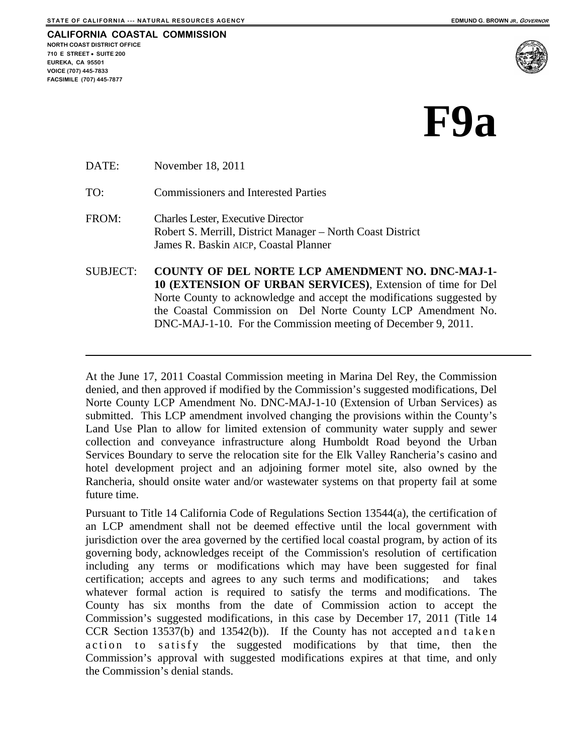STATE OF CALIFORNIA --- NATURAL RESOURCES AGENCY EDMUND G. BROWN JR, *GOVERNOR*

**CALIFORNIA COASTAL COMMISSION**
**NORTH COAST DISTRICT OFFICE**
**710 E STREET • SUITE 200**
**EUREKA, CA 95501**
**VOICE (707) 445-7833**
**FACSIMILE (707) 445-7877**

# F9a

DATE: November 18, 2011

TO: Commissioners and Interested Parties

FROM: Charles Lester, Executive Director
Robert S. Merrill, District Manager – North Coast District
James R. Baskin AICP, Coastal Planner

SUBJECT: **COUNTY OF DEL NORTE LCP AMENDMENT NO. DNC-MAJ-1-10 (EXTENSION OF URBAN SERVICES)**, Extension of time for Del Norte County to acknowledge and accept the modifications suggested by the Coastal Commission on Del Norte County LCP Amendment No. DNC-MAJ-1-10. For the Commission meeting of December 9, 2011.

---

At the June 17, 2011 Coastal Commission meeting in Marina Del Rey, the Commission denied, and then approved if modified by the Commission's suggested modifications, Del Norte County LCP Amendment No. DNC-MAJ-1-10 (Extension of Urban Services) as submitted. This LCP amendment involved changing the provisions within the County's Land Use Plan to allow for limited extension of community water supply and sewer collection and conveyance infrastructure along Humboldt Road beyond the Urban Services Boundary to serve the relocation site for the Elk Valley Rancheria's casino and hotel development project and an adjoining former motel site, also owned by the Rancheria, should onsite water and/or wastewater systems on that property fail at some future time.

Pursuant to Title 14 California Code of Regulations Section 13544(a), the certification of an LCP amendment shall not be deemed effective until the local government with jurisdiction over the area governed by the certified local coastal program, by action of its governing body, acknowledges receipt of the Commission's resolution of certification including any terms or modifications which may have been suggested for final certification; accepts and agrees to any such terms and modifications; and takes whatever formal action is required to satisfy the terms and modifications. The County has six months from the date of Commission action to accept the Commission's suggested modifications, in this case by December 17, 2011 (Title 14 CCR Section 13537(b) and 13542(b)). If the County has not accepted and taken action to satisfy the suggested modifications by that time, then the Commission's approval with suggested modifications expires at that time, and only the Commission's denial stands.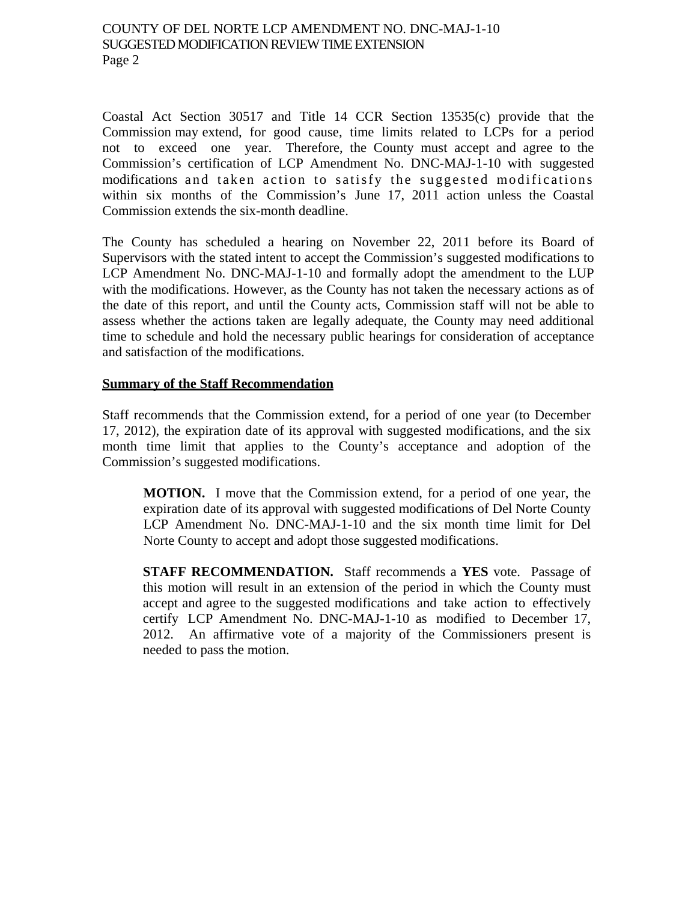Coastal Act Section 30517 and Title 14 CCR Section 13535(c) provide that the Commission may extend, for good cause, time limits related to LCPs for a period not to exceed one year. Therefore, the County must accept and agree to the Commission's certification of LCP Amendment No. DNC-MAJ-1-10 with suggested modifications and taken action to satisfy the suggested modifications within six months of the Commission's June 17, 2011 action unless the Coastal Commission extends the six-month deadline.

The County has scheduled a hearing on November 22, 2011 before its Board of Supervisors with the stated intent to accept the Commission's suggested modifications to LCP Amendment No. DNC-MAJ-1-10 and formally adopt the amendment to the LUP with the modifications. However, as the County has not taken the necessary actions as of the date of this report, and until the County acts, Commission staff will not be able to assess whether the actions taken are legally adequate, the County may need additional time to schedule and hold the necessary public hearings for consideration of acceptance and satisfaction of the modifications.

## Summary of the Staff Recommendation

Staff recommends that the Commission extend, for a period of one year (to December 17, 2012), the expiration date of its approval with suggested modifications, and the six month time limit that applies to the County's acceptance and adoption of the Commission's suggested modifications.

> **MOTION.** I move that the Commission extend, for a period of one year, the expiration date of its approval with suggested modifications of Del Norte County LCP Amendment No. DNC-MAJ-1-10 and the six month time limit for Del Norte County to accept and adopt those suggested modifications.
>
> **STAFF RECOMMENDATION.** Staff recommends a **YES** vote. Passage of this motion will result in an extension of the period in which the County must accept and agree to the suggested modifications and take action to effectively certify LCP Amendment No. DNC-MAJ-1-10 as modified to December 17, 2012. An affirmative vote of a majority of the Commissioners present is needed to pass the motion.